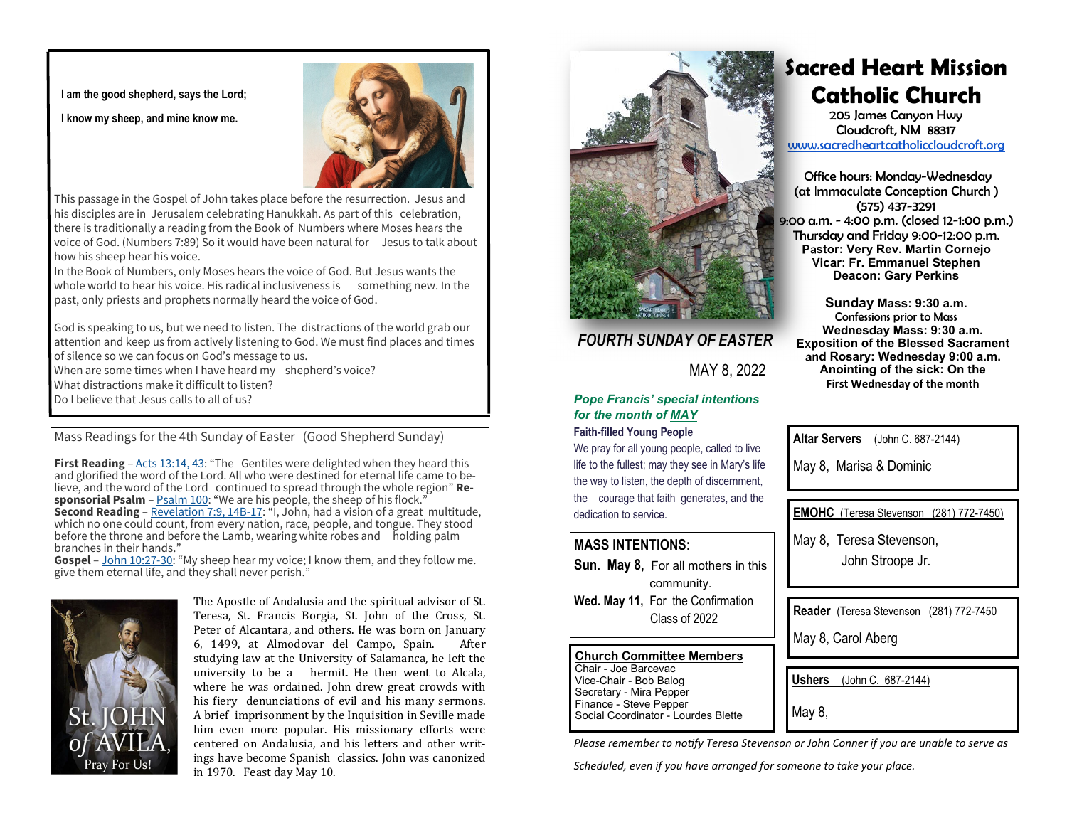**I am the good shepherd, says the Lord;**

**I know my sheep, and mine know me.**

This passage in the Gospel of John takes place before the resurrection. Jesus and his disciples are in Jerusalem celebrating Hanukkah. As part of this celebration, there is traditionally a reading from the Book of Numbers where Moses hears the voice of God. (Numbers 7:89) So it would have been natural for Jesus to talk about how his sheep hear his voice.

In the Book of Numbers, only Moses hears the voice of God. But Jesus wants the whole world to hear his voice. His radical inclusiveness is something new. In the past, only priests and prophets normally heard the voice of God.

God is speaking to us, but we need to listen. The distractions of the world grab our attention and keep us from actively listening to God. We must find places and times of silence so we can focus on God's message to us.

When are some times when I have heard my shepherd's voice?
What distractions make it difficult to listen?
Do I believe that Jesus calls to all of us?

## Mass Readings for the 4th Sunday of Easter (Good Shepherd Sunday)

**First Reading** – Acts 13:14, 43: "The Gentiles were delighted when they heard this and glorified the word of the Lord. All who were destined for eternal life came to believe, and the word of the Lord continued to spread through the whole region" **Responsorial Psalm** – Psalm 100: "We are his people, the sheep of his flock."
**Second Reading** – Revelation 7:9, 14B-17: "I, John, had a vision of a great multitude, which no one could count, from every nation, race, people, and tongue. They stood before the throne and before the Lamb, wearing white robes and holding palm branches in their hands."
**Gospel** – John 10:27-30: "My sheep hear my voice; I know them, and they follow me. give them eternal life, and they shall never perish."

St. JOHN of AVILA, Pray For Us!

The Apostle of Andalusia and the spiritual advisor of St. Teresa, St. Francis Borgia, St. John of the Cross, St. Peter of Alcantara, and others. He was born on January 6, 1499, at Almodovar del Campo, Spain. After studying law at the University of Salamanca, he left the university to be a hermit. He then went to Alcala, where he was ordained. John drew great crowds with his fiery denunciations of evil and his many sermons. A brief imprisonment by the Inquisition in Seville made him even more popular. His missionary efforts were centered on Andalusia, and his letters and other writings have become Spanish classics. John was canonized in 1970. Feast day May 10.

# Sacred Heart Mission Catholic Church

205 James Canyon Hwy
Cloudcroft, NM 88317
www.sacredheartcatholiccloudcroft.org

Office hours: Monday-Wednesday
(at Immaculate Conception Church )
(575) 437-3291
9:00 a.m. - 4:00 p.m. (closed 12-1:00 p.m.)
Thursday and Friday 9:00-12:00 p.m.
**Pastor: Very Rev. Martin Cornejo**
**Vicar: Fr. Emmanuel Stephen**
**Deacon: Gary Perkins**

**Sunday Mass: 9:30 a.m.**
Confessions prior to Mass
**Wednesday Mass: 9:30 a.m.**
**Exposition of the Blessed Sacrament and Rosary: Wednesday 9:00 a.m.**
**Anointing of the sick: On the First Wednesday of the month**

## *FOURTH SUNDAY OF EASTER*

MAY 8, 2022

***Pope Francis' special intentions for the month of MAY***

**Faith-filled Young People**

We pray for all young people, called to live life to the fullest; may they see in Mary's life the way to listen, the depth of discernment, the courage that faith generates, and the dedication to service.

## MASS INTENTIONS:

**Sun. May 8,** For all mothers in this community.
**Wed. May 11,** For the Confirmation Class of 2022

**Church Committee Members**
Chair - Joe Barcevac
Vice-Chair - Bob Balog
Secretary - Mira Pepper
Finance - Steve Pepper
Social Coordinator - Lourdes Blette

**Altar Servers** (John C. 687-2144)
May 8, Marisa & Dominic

**EMOHC** (Teresa Stevenson (281) 772-7450)
May 8, Teresa Stevenson, John Stroope Jr.

**Reader** (Teresa Stevenson (281) 772-7450
May 8, Carol Aberg

**Ushers** (John C. 687-2144)
May 8,

*Please remember to notify Teresa Stevenson or John Conner if you are unable to serve as Scheduled, even if you have arranged for someone to take your place.*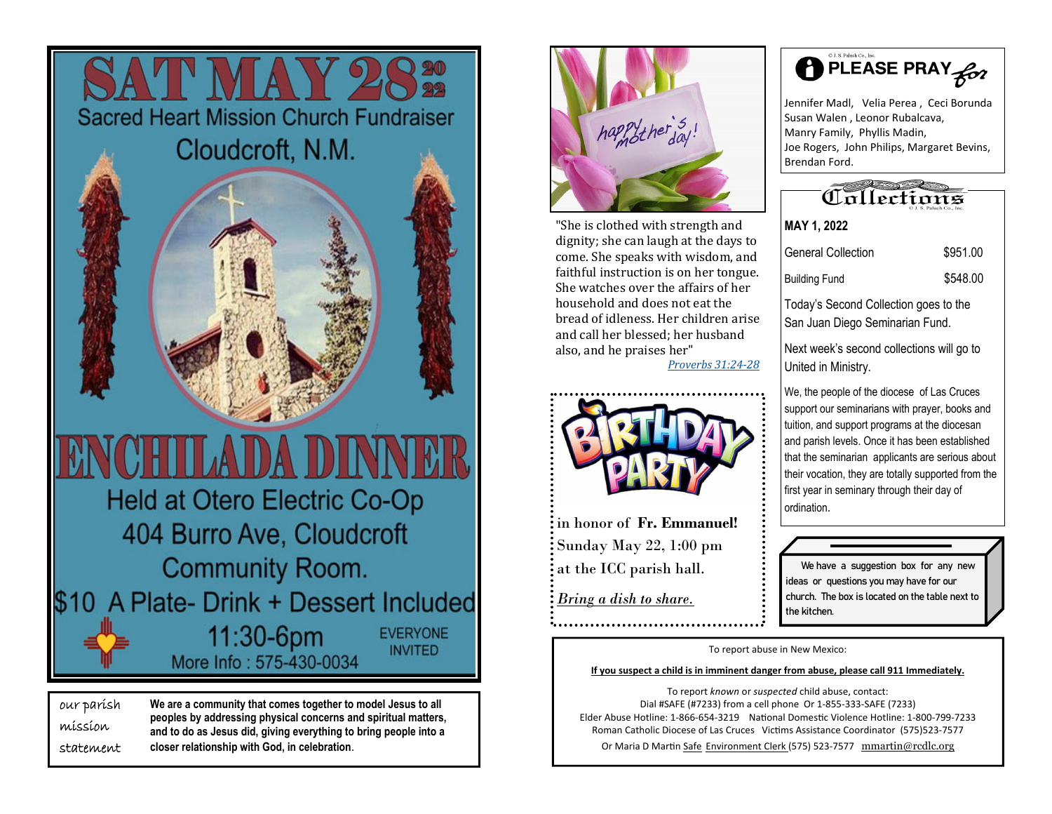# SAT MAY 28 2022

## Sacred Heart Mission Church Fundraiser

Cloudcroft, N.M.

# ENCHILADA DINNER

Held at Otero Electric Co-Op
404 Burro Ave, Cloudcroft
Community Room.

$10 A Plate- Drink + Dessert Included

11:30-6pm

EVERYONE INVITED

More Info : 575-430-0034

our parish mission statement

**We are a community that comes together to model Jesus to all peoples by addressing physical concerns and spiritual matters, and to do as Jesus did, giving everything to bring people into a closer relationship with God, in celebration.**

happy mother's day!

"She is clothed with strength and dignity; she can laugh at the days to come. She speaks with wisdom, and faithful instruction is on her tongue. She watches over the affairs of her household and does not eat the bread of idleness. Her children arise and call her blessed; her husband also, and he praises her"

*Proverbs 31:24-28*

BIRTHDAY PARTY

in honor of **Fr. Emmanuel!**
Sunday May 22, 1:00 pm
at the ICC parish hall.

*Bring a dish to share.*

## PLEASE PRAY for

Jennifer Madl, Velia Perea , Ceci Borunda
Susan Walen , Leonor Rubalcava,
Manry Family, Phyllis Madin,
Joe Rogers, John Philips, Margaret Bevins,
Brendan Ford.

## Collections

**MAY 1, 2022**

| | |
|---|---|
| General Collection | $951.00 |
| Building Fund | $548.00 |

Today's Second Collection goes to the San Juan Diego Seminarian Fund.

Next week's second collections will go to United in Ministry.

We, the people of the diocese of Las Cruces support our seminarians with prayer, books and tuition, and support programs at the diocesan and parish levels. Once it has been established that the seminarian applicants are serious about their vocation, they are totally supported from the first year in seminary through their day of ordination.

We have a suggestion box for any new ideas or questions you may have for our church. The box is located on the table next to the kitchen.

To report abuse in New Mexico:

**If you suspect a child is in imminent danger from abuse, please call 911 Immediately.**

To report *known* or *suspected* child abuse, contact:
Dial #SAFE (#7233) from a cell phone Or 1-855-333-SAFE (7233)
Elder Abuse Hotline: 1-866-654-3219 National Domestic Violence Hotline: 1-800-799-7233
Roman Catholic Diocese of Las Cruces Victims Assistance Coordinator (575)523-7577
Or Maria D Martin Safe Environment Clerk (575) 523-7577 mmartin@rcdlc.org